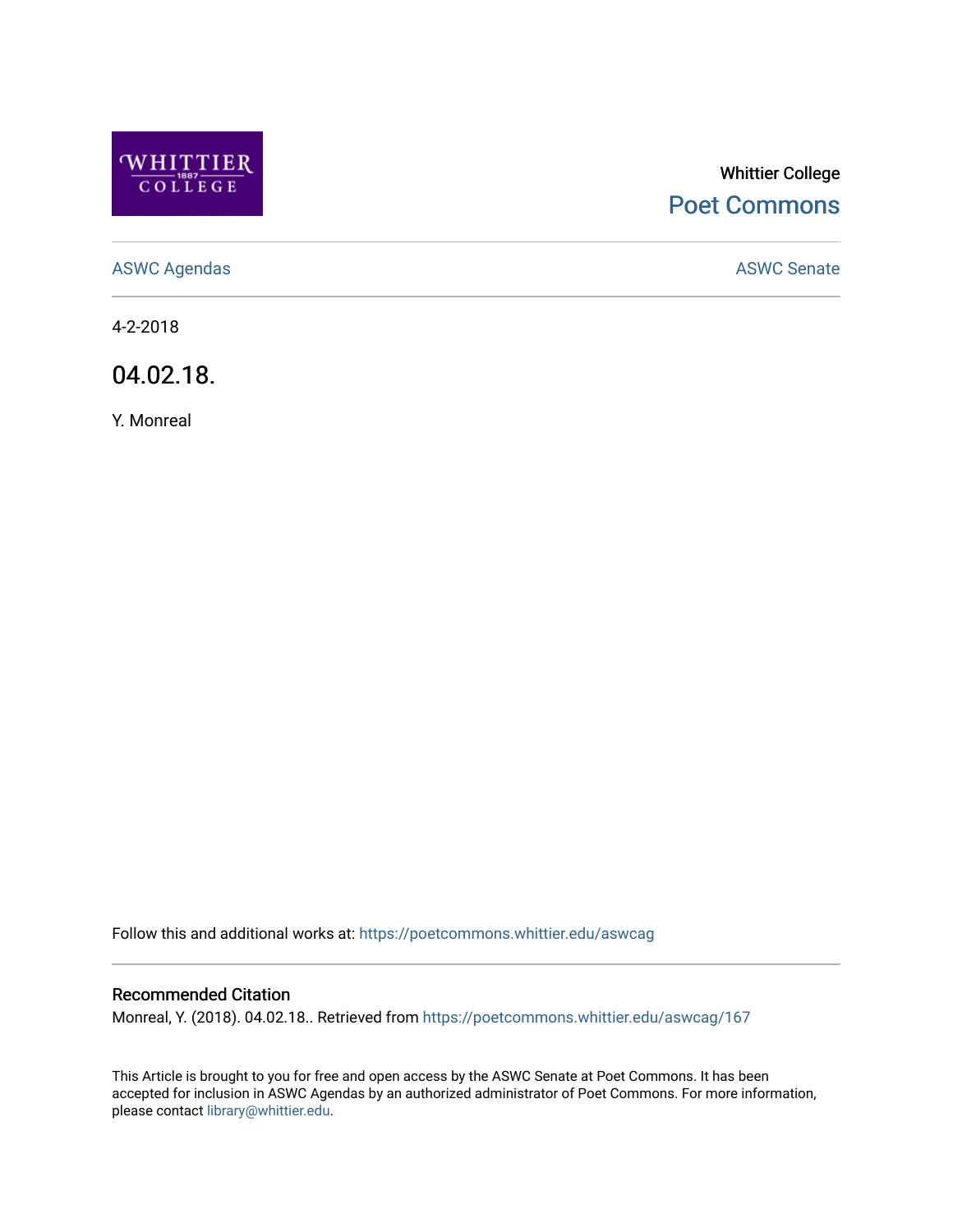Whittier College

Poet Commons

ASWC Agendas

ASWC Senate

4-2-2018

# 04.02.18.

Y. Monreal

Follow this and additional works at: https://poetcommons.whittier.edu/aswcag

### Recommended Citation

Monreal, Y. (2018). 04.02.18.. Retrieved from https://poetcommons.whittier.edu/aswcag/167

This Article is brought to you for free and open access by the ASWC Senate at Poet Commons. It has been accepted for inclusion in ASWC Agendas by an authorized administrator of Poet Commons. For more information, please contact library@whittier.edu.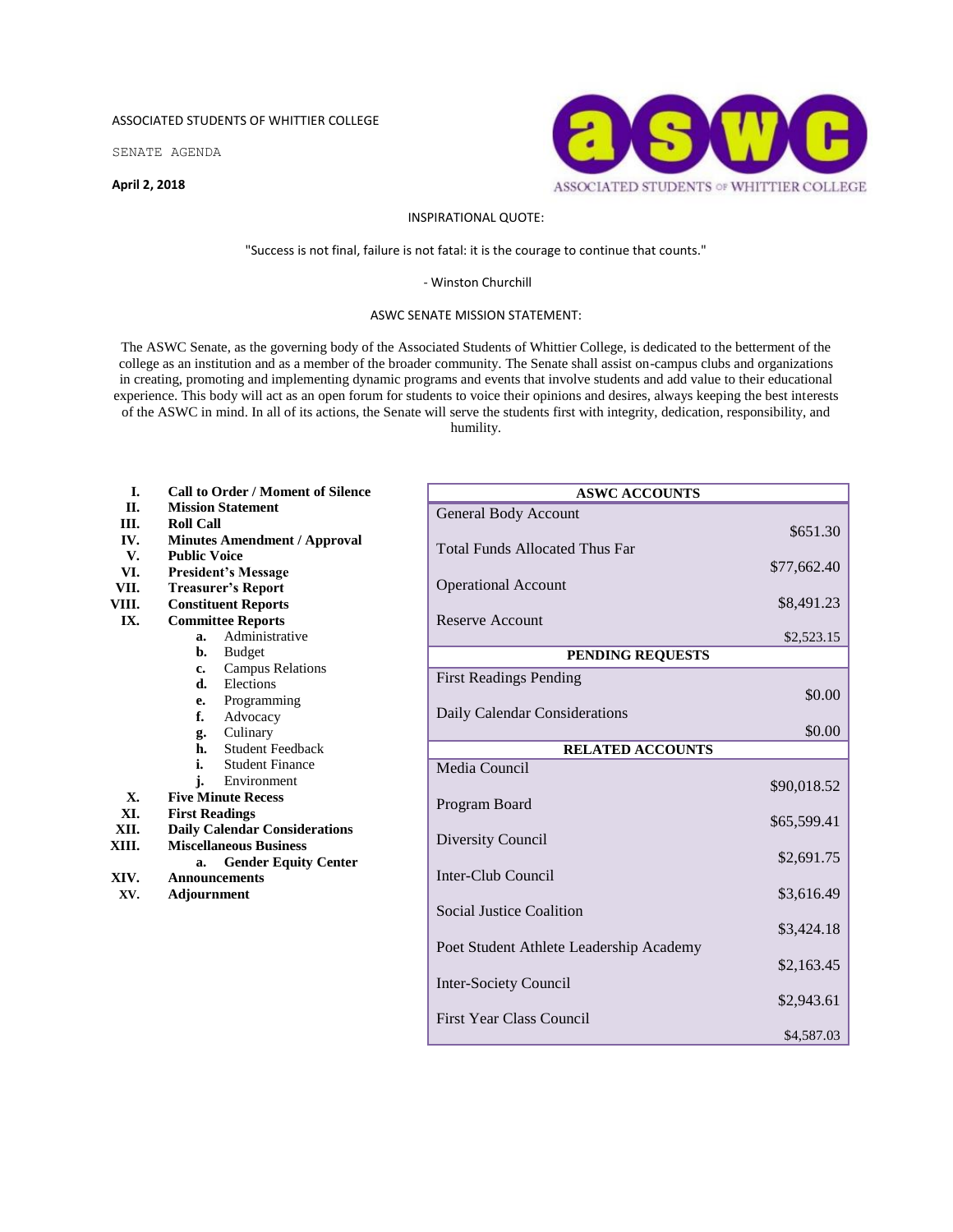ASSOCIATED STUDENTS OF WHITTIER COLLEGE

SENATE AGENDA

**April 2, 2018**

ASSOCIATED STUDENTS OF WHITTIER COLLEGE

INSPIRATIONAL QUOTE:

"Success is not final, failure is not fatal: it is the courage to continue that counts."

- Winston Churchill

ASWC SENATE MISSION STATEMENT:

The ASWC Senate, as the governing body of the Associated Students of Whittier College, is dedicated to the betterment of the college as an institution and as a member of the broader community. The Senate shall assist on-campus clubs and organizations in creating, promoting and implementing dynamic programs and events that involve students and add value to their educational experience. This body will act as an open forum for students to voice their opinions and desires, always keeping the best interests of the ASWC in mind. In all of its actions, the Senate will serve the students first with integrity, dedication, responsibility, and humility.

- **I. Call to Order / Moment of Silence**
- **II. Mission Statement**
- **III. Roll Call**
- **IV. Minutes Amendment / Approval**
- **V. Public Voice**
- **VI. President's Message**
- **VII. Treasurer's Report**
- **VIII. Constituent Reports**
- **IX. Committee Reports**
  - **a.** Administrative
  - **b.** Budget
  - **c.** Campus Relations
  - **d.** Elections
  - **e.** Programming
  - **f.** Advocacy
  - **g.** Culinary
  - **h.** Student Feedback
  - **i.** Student Finance
  - **j.** Environment
- **X. Five Minute Recess**
- **XI. First Readings**
- **XII. Daily Calendar Considerations**
- **XIII. Miscellaneous Business**
  - **a. Gender Equity Center**
- **XIV. Announcements**
- **XV. Adjournment**

| **ASWC ACCOUNTS** | |
|---|---|
| General Body Account | $651.30 |
| Total Funds Allocated Thus Far | $77,662.40 |
| Operational Account | $8,491.23 |
| Reserve Account | $2,523.15 |
| **PENDING REQUESTS** | |
| First Readings Pending | $0.00 |
| Daily Calendar Considerations | $0.00 |
| **RELATED ACCOUNTS** | |
| Media Council | $90,018.52 |
| Program Board | $65,599.41 |
| Diversity Council | $2,691.75 |
| Inter-Club Council | $3,616.49 |
| Social Justice Coalition | $3,424.18 |
| Poet Student Athlete Leadership Academy | $2,163.45 |
| Inter-Society Council | $2,943.61 |
| First Year Class Council | $4,587.03 |